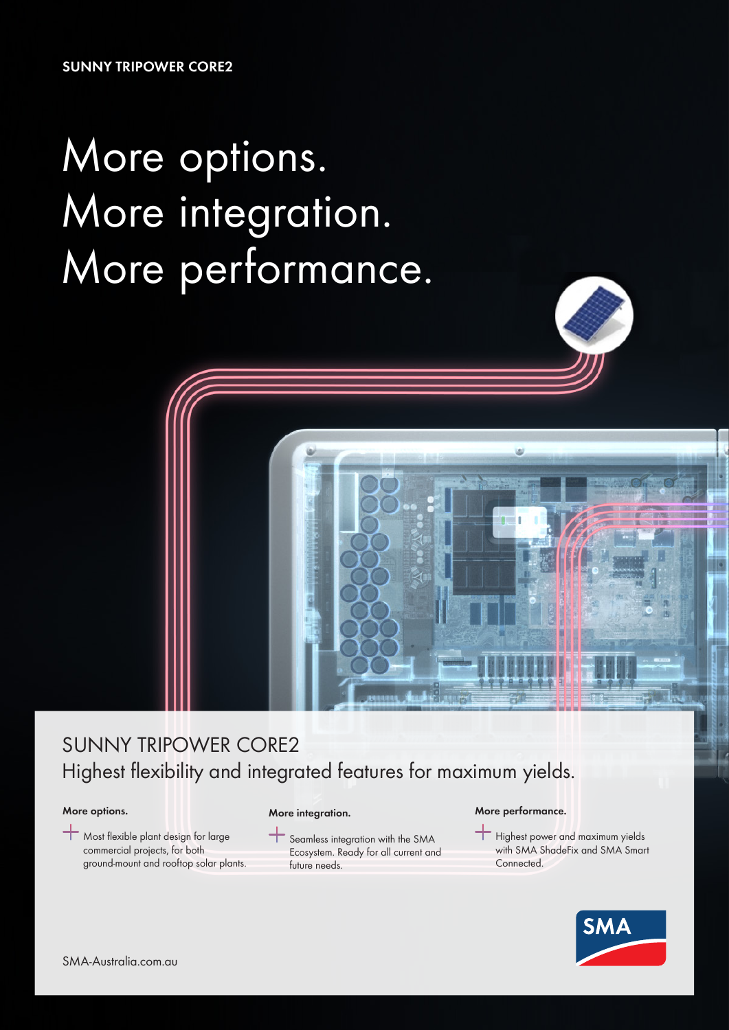SUNNY TRIPOWER CORE2

# More options.
# More integration.
# More performance.

## SUNNY TRIPOWER CORE2
Highest flexibility and integrated features for maximum yields.

**More options.**

+ Most flexible plant design for large commercial projects, for both ground-mount and rooftop solar plants.

**More integration.**

+ Seamless integration with the SMA Ecosystem. Ready for all current and future needs.

**More performance.**

+ Highest power and maximum yields with SMA ShadeFix and SMA Smart Connected.

SMA

SMA-Australia.com.au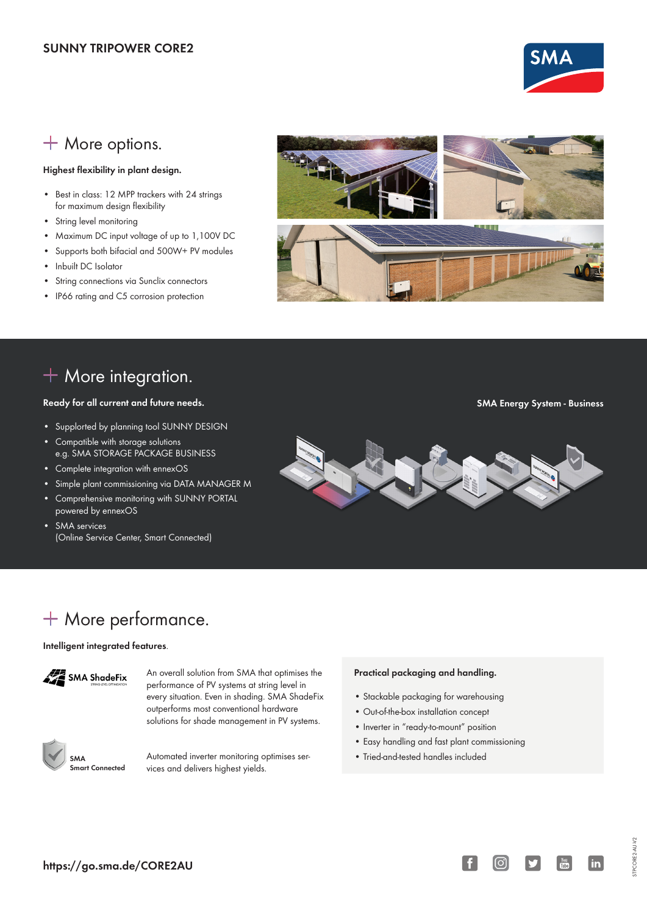# SUNNY TRIPOWER CORE2

## + More options.

**Highest flexibility in plant design.**

- Best in class: 12 MPP trackers with 24 strings for maximum design flexibility
- String level monitoring
- Maximum DC input voltage of up to 1,100V DC
- Supports both bifacial and 500W+ PV modules
- Inbuilt DC Isolator
- String connections via Sunclix connectors
- IP66 rating and C5 corrosion protection

## + More integration.

**Ready for all current and future needs.**

- Supplorted by planning tool SUNNY DESIGN
- Compatible with storage solutions e.g. SMA STORAGE PACKAGE BUSINESS
- Complete integration with ennexOS
- Simple plant commissioning via DATA MANAGER M
- Comprehensive monitoring with SUNNY PORTAL powered by ennexOS
- SMA services (Online Service Center, Smart Connected)

**SMA Energy System - Business**

## + More performance.

**Intelligent integrated features.**

**SMA ShadeFix**

An overall solution from SMA that optimises the performance of PV systems at string level in every situation. Even in shading. SMA ShadeFix outperforms most conventional hardware solutions for shade management in PV systems.

**SMA Smart Connected**

Automated inverter monitoring optimises services and delivers highest yields.

**Practical packaging and handling.**

- Stackable packaging for warehousing
- Out-of-the-box installation concept
- Inverter in "ready-to-mount" position
- Easy handling and fast plant commissioning
- Tried-and-tested handles included

**https://go.sma.de/CORE2AU**

STPCORE2-AU-V2